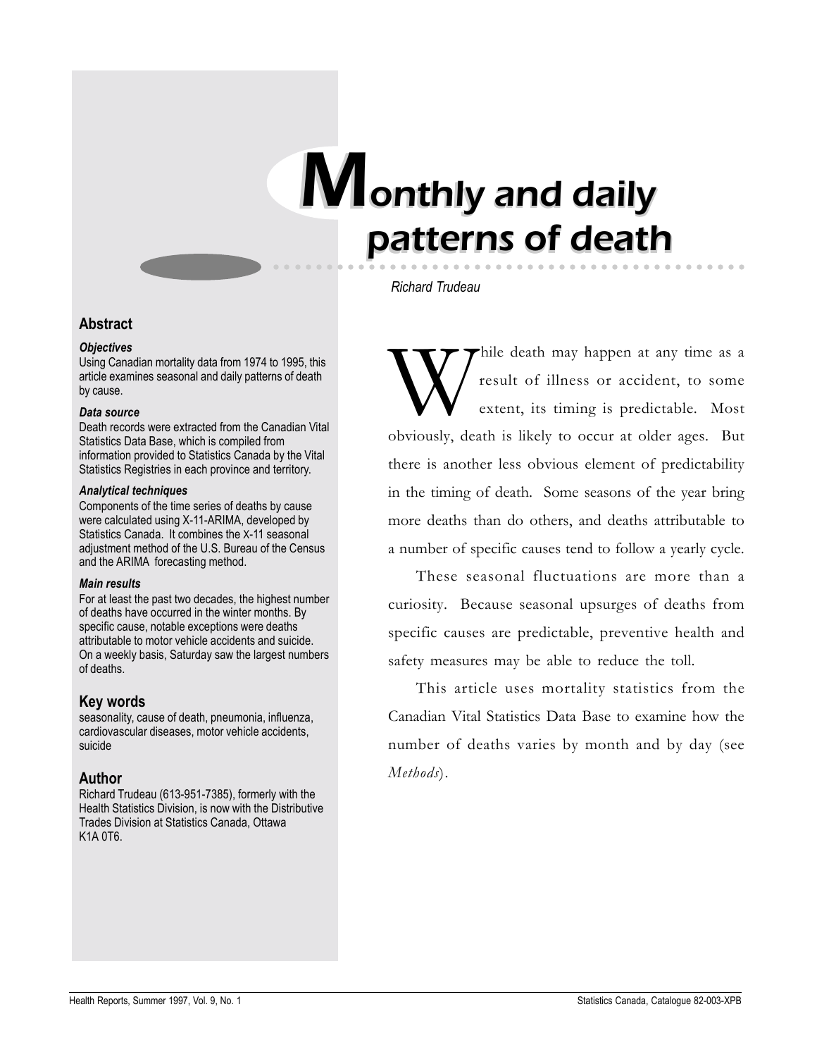# Monthly and daily patterns of death

*Richard Trudeau*

## Abstract

***Objectives***

Using Canadian mortality data from 1974 to 1995, this article examines seasonal and daily patterns of death by cause.

***Data source***

Death records were extracted from the Canadian Vital Statistics Data Base, which is compiled from information provided to Statistics Canada by the Vital Statistics Registries in each province and territory.

***Analytical techniques***

Components of the time series of deaths by cause were calculated using X-11-ARIMA, developed by Statistics Canada. It combines the X-11 seasonal adjustment method of the U.S. Bureau of the Census and the ARIMA forecasting method.

***Main results***

For at least the past two decades, the highest number of deaths have occurred in the winter months. By specific cause, notable exceptions were deaths attributable to motor vehicle accidents and suicide. On a weekly basis, Saturday saw the largest numbers of deaths.

## Key words

seasonality, cause of death, pneumonia, influenza, cardiovascular diseases, motor vehicle accidents, suicide

## Author

Richard Trudeau (613-951-7385), formerly with the Health Statistics Division, is now with the Distributive Trades Division at Statistics Canada, Ottawa K1A 0T6.

While death may happen at any time as a result of illness or accident, to some extent, its timing is predictable. Most obviously, death is likely to occur at older ages. But there is another less obvious element of predictability in the timing of death. Some seasons of the year bring more deaths than do others, and deaths attributable to a number of specific causes tend to follow a yearly cycle.

These seasonal fluctuations are more than a curiosity. Because seasonal upsurges of deaths from specific causes are predictable, preventive health and safety measures may be able to reduce the toll.

This article uses mortality statistics from the Canadian Vital Statistics Data Base to examine how the number of deaths varies by month and by day (see *Methods*).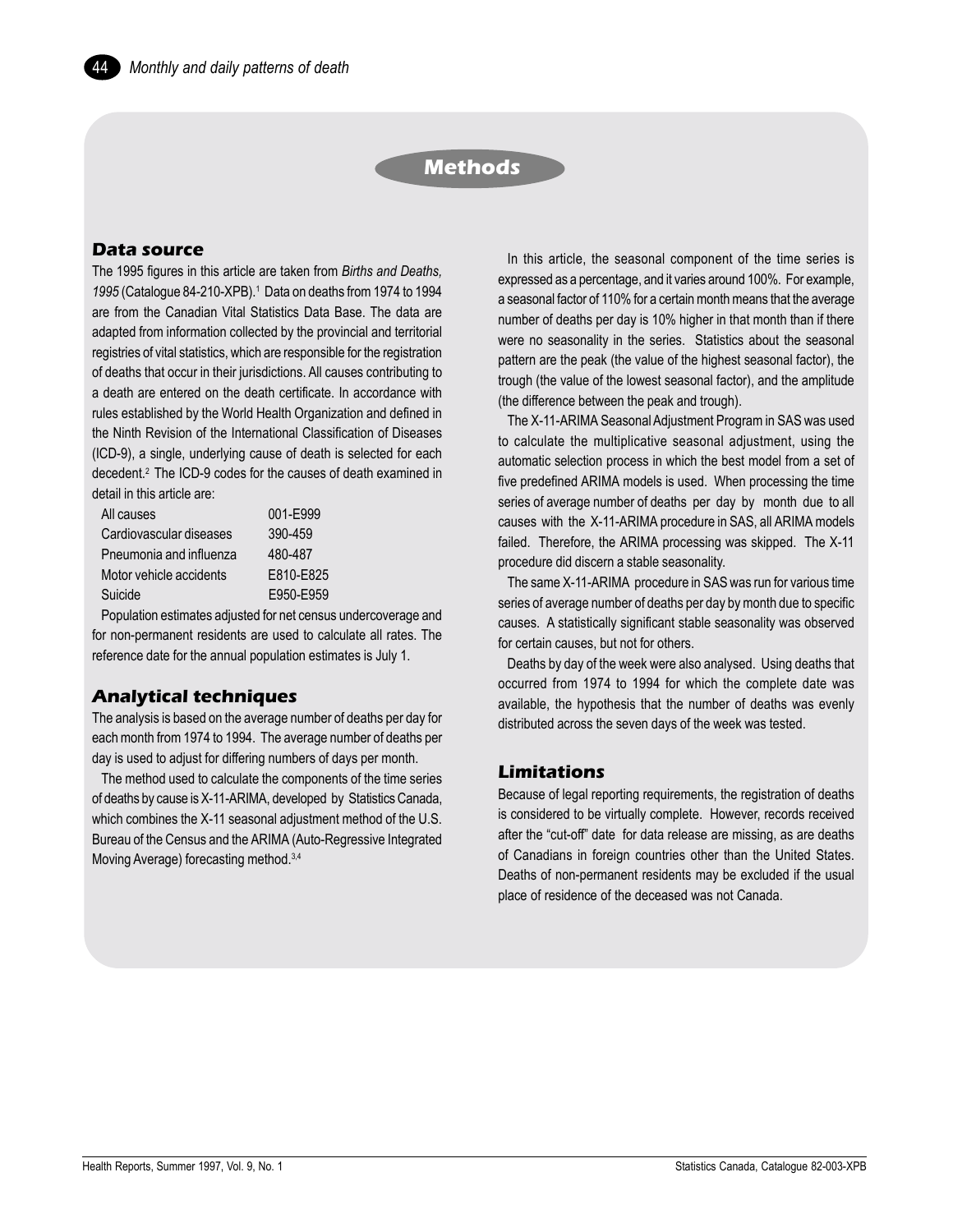# Methods

## Data source

The 1995 figures in this article are taken from *Births and Deaths, 1995* (Catalogue 84-210-XPB).[1] Data on deaths from 1974 to 1994 are from the Canadian Vital Statistics Data Base. The data are adapted from information collected by the provincial and territorial registries of vital statistics, which are responsible for the registration of deaths that occur in their jurisdictions. All causes contributing to a death are entered on the death certificate. In accordance with rules established by the World Health Organization and defined in the Ninth Revision of the International Classification of Diseases (ICD-9), a single, underlying cause of death is selected for each decedent.[2] The ICD-9 codes for the causes of death examined in detail in this article are:

| | |
|---|---|
| All causes | 001-E999 |
| Cardiovascular diseases | 390-459 |
| Pneumonia and influenza | 480-487 |
| Motor vehicle accidents | E810-E825 |
| Suicide | E950-E959 |

Population estimates adjusted for net census undercoverage and for non-permanent residents are used to calculate all rates. The reference date for the annual population estimates is July 1.

## Analytical techniques

The analysis is based on the average number of deaths per day for each month from 1974 to 1994. The average number of deaths per day is used to adjust for differing numbers of days per month.

The method used to calculate the components of the time series of deaths by cause is X-11-ARIMA, developed by Statistics Canada, which combines the X-11 seasonal adjustment method of the U.S. Bureau of the Census and the ARIMA (Auto-Regressive Integrated Moving Average) forecasting method.[3,4]

In this article, the seasonal component of the time series is expressed as a percentage, and it varies around 100%. For example, a seasonal factor of 110% for a certain month means that the average number of deaths per day is 10% higher in that month than if there were no seasonality in the series. Statistics about the seasonal pattern are the peak (the value of the highest seasonal factor), the trough (the value of the lowest seasonal factor), and the amplitude (the difference between the peak and trough).

The X-11-ARIMA Seasonal Adjustment Program in SAS was used to calculate the multiplicative seasonal adjustment, using the automatic selection process in which the best model from a set of five predefined ARIMA models is used. When processing the time series of average number of deaths per day by month due to all causes with the X-11-ARIMA procedure in SAS, all ARIMA models failed. Therefore, the ARIMA processing was skipped. The X-11 procedure did discern a stable seasonality.

The same X-11-ARIMA procedure in SAS was run for various time series of average number of deaths per day by month due to specific causes. A statistically significant stable seasonality was observed for certain causes, but not for others.

Deaths by day of the week were also analysed. Using deaths that occurred from 1974 to 1994 for which the complete date was available, the hypothesis that the number of deaths was evenly distributed across the seven days of the week was tested.

## Limitations

Because of legal reporting requirements, the registration of deaths is considered to be virtually complete. However, records received after the "cut-off" date for data release are missing, as are deaths of Canadians in foreign countries other than the United States. Deaths of non-permanent residents may be excluded if the usual place of residence of the deceased was not Canada.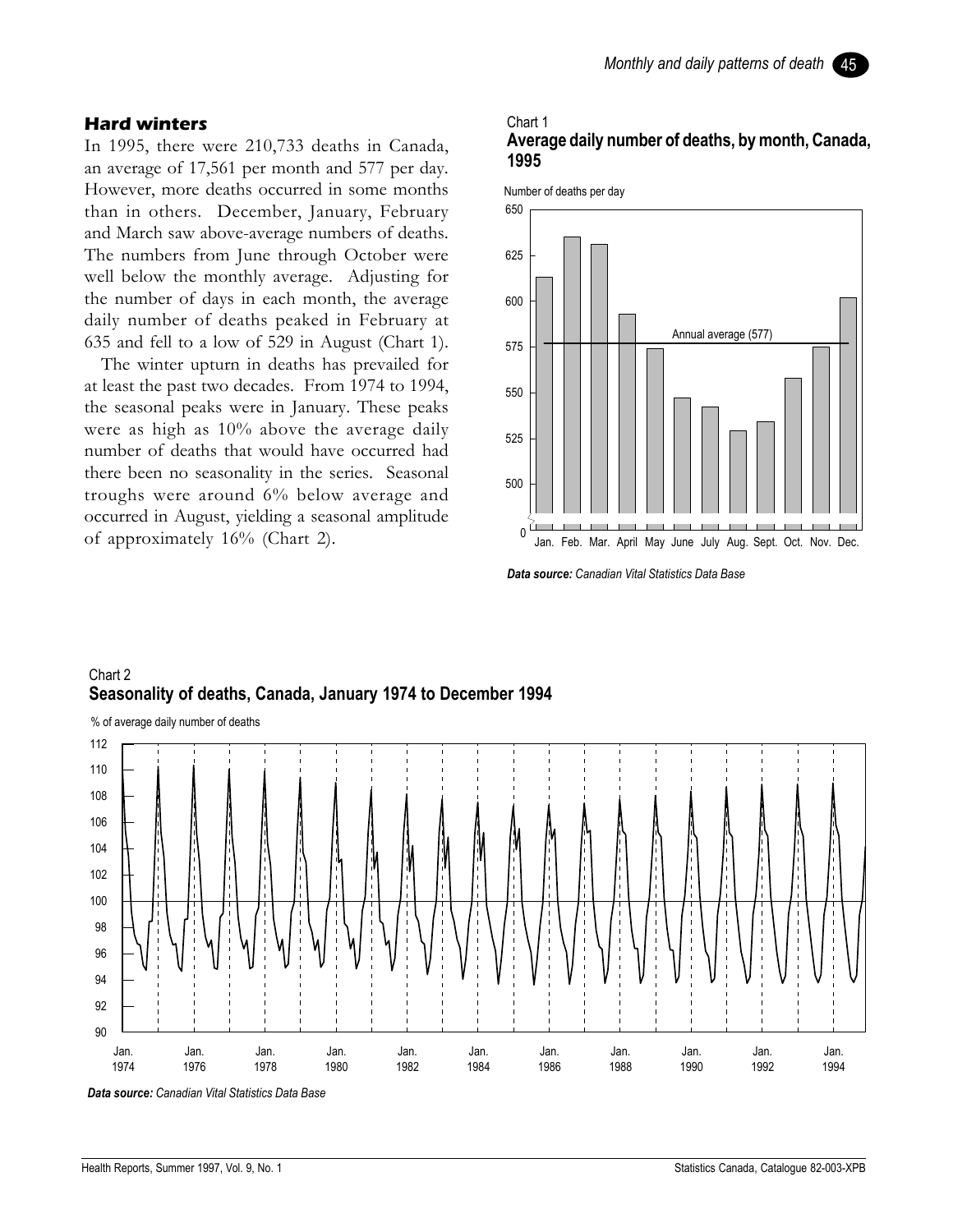### Hard winters

In 1995, there were 210,733 deaths in Canada, an average of 17,561 per month and 577 per day. However, more deaths occurred in some months than in others. December, January, February and March saw above-average numbers of deaths. The numbers from June through October were well below the monthly average. Adjusting for the number of days in each month, the average daily number of deaths peaked in February at 635 and fell to a low of 529 in August (Chart 1).

The winter upturn in deaths has prevailed for at least the past two decades. From 1974 to 1994, the seasonal peaks were in January. These peaks were as high as 10% above the average daily number of deaths that would have occurred had there been no seasonality in the series. Seasonal troughs were around 6% below average and occurred in August, yielding a seasonal amplitude of approximately 16% (Chart 2).

Chart 1
**Average daily number of deaths, by month, Canada, 1995**

*Data source: Canadian Vital Statistics Data Base*

Chart 2
**Seasonality of deaths, Canada, January 1974 to December 1994**

*Data source: Canadian Vital Statistics Data Base*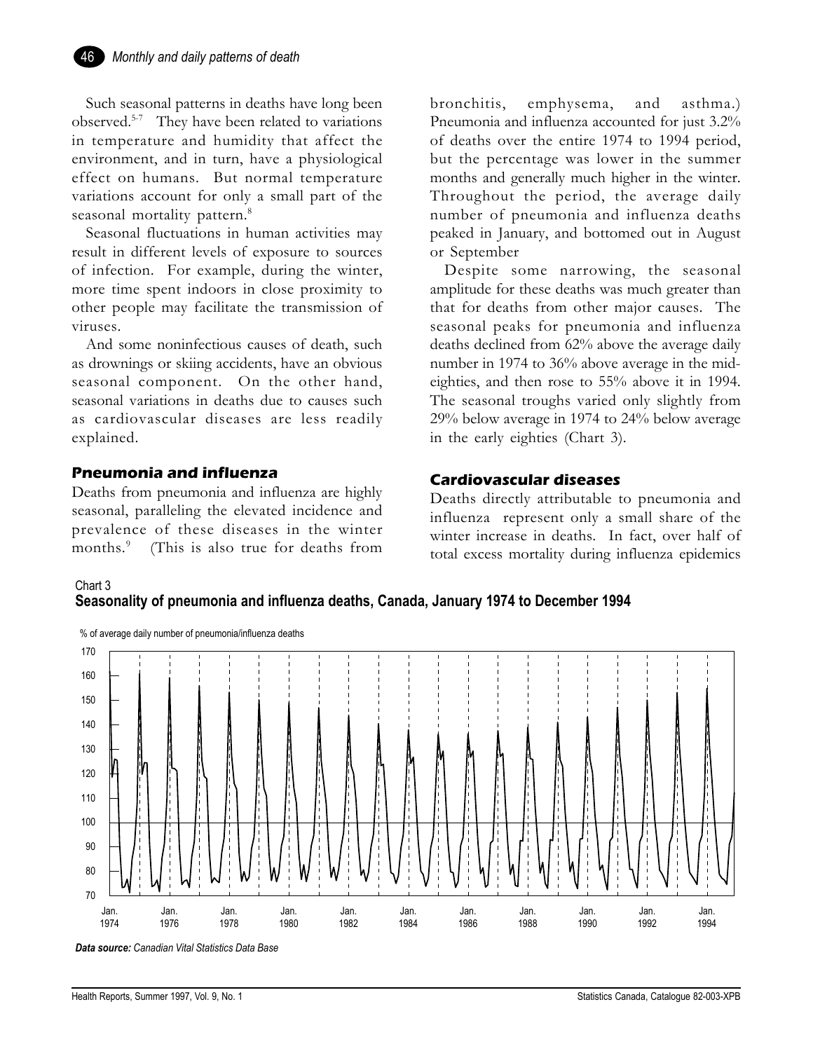Such seasonal patterns in deaths have long been observed.[5-7] They have been related to variations in temperature and humidity that affect the environment, and in turn, have a physiological effect on humans. But normal temperature variations account for only a small part of the seasonal mortality pattern.[8]

Seasonal fluctuations in human activities may result in different levels of exposure to sources of infection. For example, during the winter, more time spent indoors in close proximity to other people may facilitate the transmission of viruses.

And some noninfectious causes of death, such as drownings or skiing accidents, have an obvious seasonal component. On the other hand, seasonal variations in deaths due to causes such as cardiovascular diseases are less readily explained.

### Pneumonia and influenza

Deaths from pneumonia and influenza are highly seasonal, paralleling the elevated incidence and prevalence of these diseases in the winter months.[9] (This is also true for deaths from bronchitis, emphysema, and asthma.) Pneumonia and influenza accounted for just 3.2% of deaths over the entire 1974 to 1994 period, but the percentage was lower in the summer months and generally much higher in the winter. Throughout the period, the average daily number of pneumonia and influenza deaths peaked in January, and bottomed out in August or September

Despite some narrowing, the seasonal amplitude for these deaths was much greater than that for deaths from other major causes. The seasonal peaks for pneumonia and influenza deaths declined from 62% above the average daily number in 1974 to 36% above average in the mid-eighties, and then rose to 55% above it in 1994. The seasonal troughs varied only slightly from 29% below average in 1974 to 24% below average in the early eighties (Chart 3).

### Cardiovascular diseases

Deaths directly attributable to pneumonia and influenza represent only a small share of the winter increase in deaths. In fact, over half of total excess mortality during influenza epidemics

Chart 3
**Seasonality of pneumonia and influenza deaths, Canada, January 1974 to December 1994**

% of average daily number of pneumonia/influenza deaths

***Data source:*** *Canadian Vital Statistics Data Base*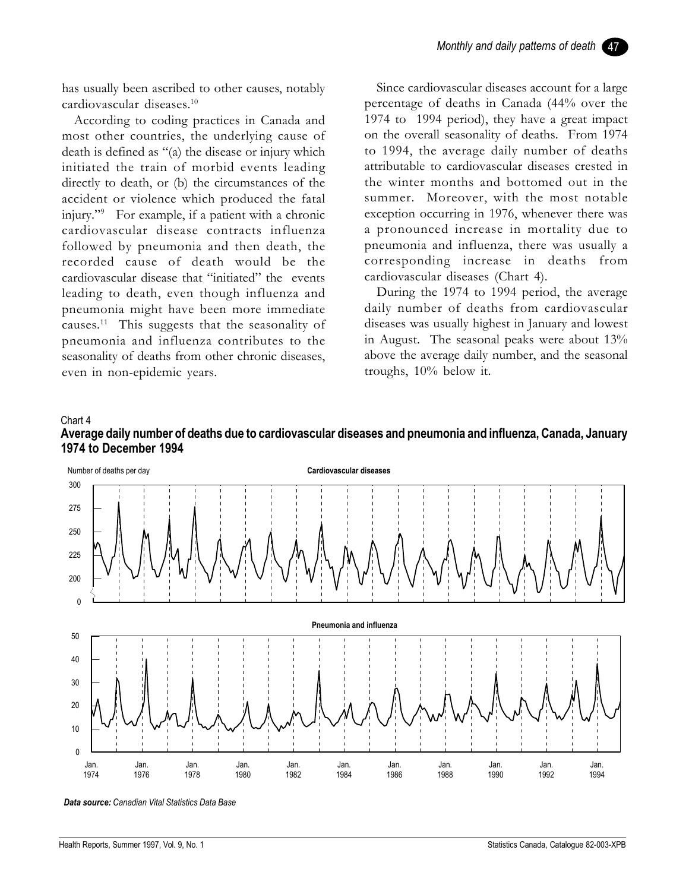has usually been ascribed to other causes, notably cardiovascular diseases.[10]

According to coding practices in Canada and most other countries, the underlying cause of death is defined as "(a) the disease or injury which initiated the train of morbid events leading directly to death, or (b) the circumstances of the accident or violence which produced the fatal injury."[9] For example, if a patient with a chronic cardiovascular disease contracts influenza followed by pneumonia and then death, the recorded cause of death would be the cardiovascular disease that "initiated" the events leading to death, even though influenza and pneumonia might have been more immediate causes.[11] This suggests that the seasonality of pneumonia and influenza contributes to the seasonality of deaths from other chronic diseases, even in non-epidemic years.

Since cardiovascular diseases account for a large percentage of deaths in Canada (44% over the 1974 to 1994 period), they have a great impact on the overall seasonality of deaths. From 1974 to 1994, the average daily number of deaths attributable to cardiovascular diseases crested in the winter months and bottomed out in the summer. Moreover, with the most notable exception occurring in 1976, whenever there was a pronounced increase in mortality due to pneumonia and influenza, there was usually a corresponding increase in deaths from cardiovascular diseases (Chart 4).

During the 1974 to 1994 period, the average daily number of deaths from cardiovascular diseases was usually highest in January and lowest in August. The seasonal peaks were about 13% above the average daily number, and the seasonal troughs, 10% below it.

Chart 4

**Average daily number of deaths due to cardiovascular diseases and pneumonia and influenza, Canada, January 1974 to December 1994**

*Data source: Canadian Vital Statistics Data Base*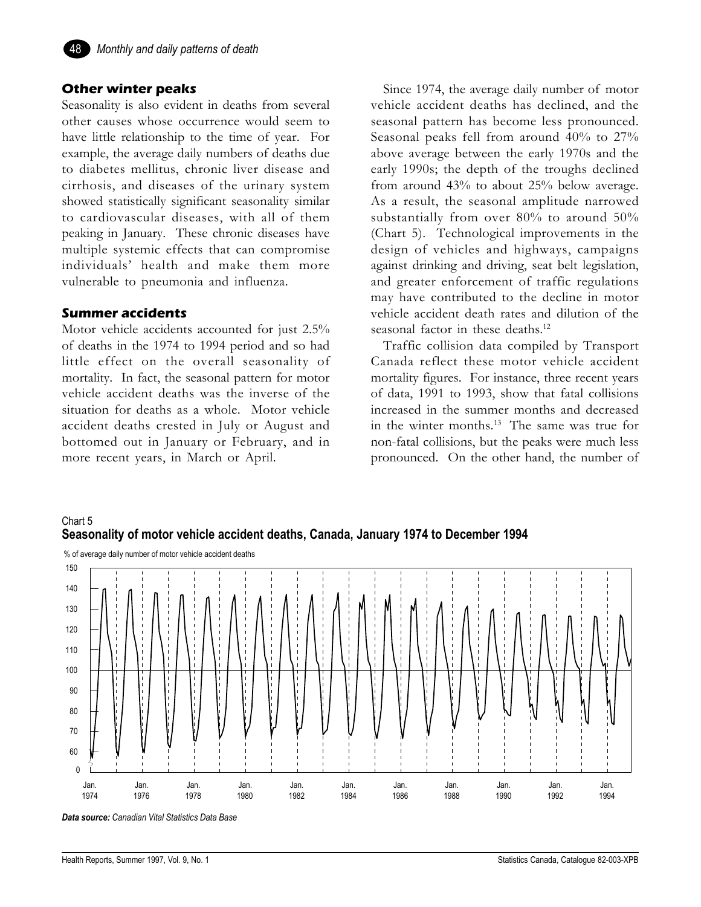### Other winter peaks

Seasonality is also evident in deaths from several other causes whose occurrence would seem to have little relationship to the time of year. For example, the average daily numbers of deaths due to diabetes mellitus, chronic liver disease and cirrhosis, and diseases of the urinary system showed statistically significant seasonality similar to cardiovascular diseases, with all of them peaking in January. These chronic diseases have multiple systemic effects that can compromise individuals' health and make them more vulnerable to pneumonia and influenza.

### Summer accidents

Motor vehicle accidents accounted for just 2.5% of deaths in the 1974 to 1994 period and so had little effect on the overall seasonality of mortality. In fact, the seasonal pattern for motor vehicle accident deaths was the inverse of the situation for deaths as a whole. Motor vehicle accident deaths crested in July or August and bottomed out in January or February, and in more recent years, in March or April.

Since 1974, the average daily number of motor vehicle accident deaths has declined, and the seasonal pattern has become less pronounced. Seasonal peaks fell from around 40% to 27% above average between the early 1970s and the early 1990s; the depth of the troughs declined from around 43% to about 25% below average. As a result, the seasonal amplitude narrowed substantially from over 80% to around 50% (Chart 5). Technological improvements in the design of vehicles and highways, campaigns against drinking and driving, seat belt legislation, and greater enforcement of traffic regulations may have contributed to the decline in motor vehicle accident death rates and dilution of the seasonal factor in these deaths.[12]

Traffic collision data compiled by Transport Canada reflect these motor vehicle accident mortality figures. For instance, three recent years of data, 1991 to 1993, show that fatal collisions increased in the summer months and decreased in the winter months.[13] The same was true for non-fatal collisions, but the peaks were much less pronounced. On the other hand, the number of

Chart 5
**Seasonality of motor vehicle accident deaths, Canada, January 1974 to December 1994**

*Data source:* Canadian Vital Statistics Data Base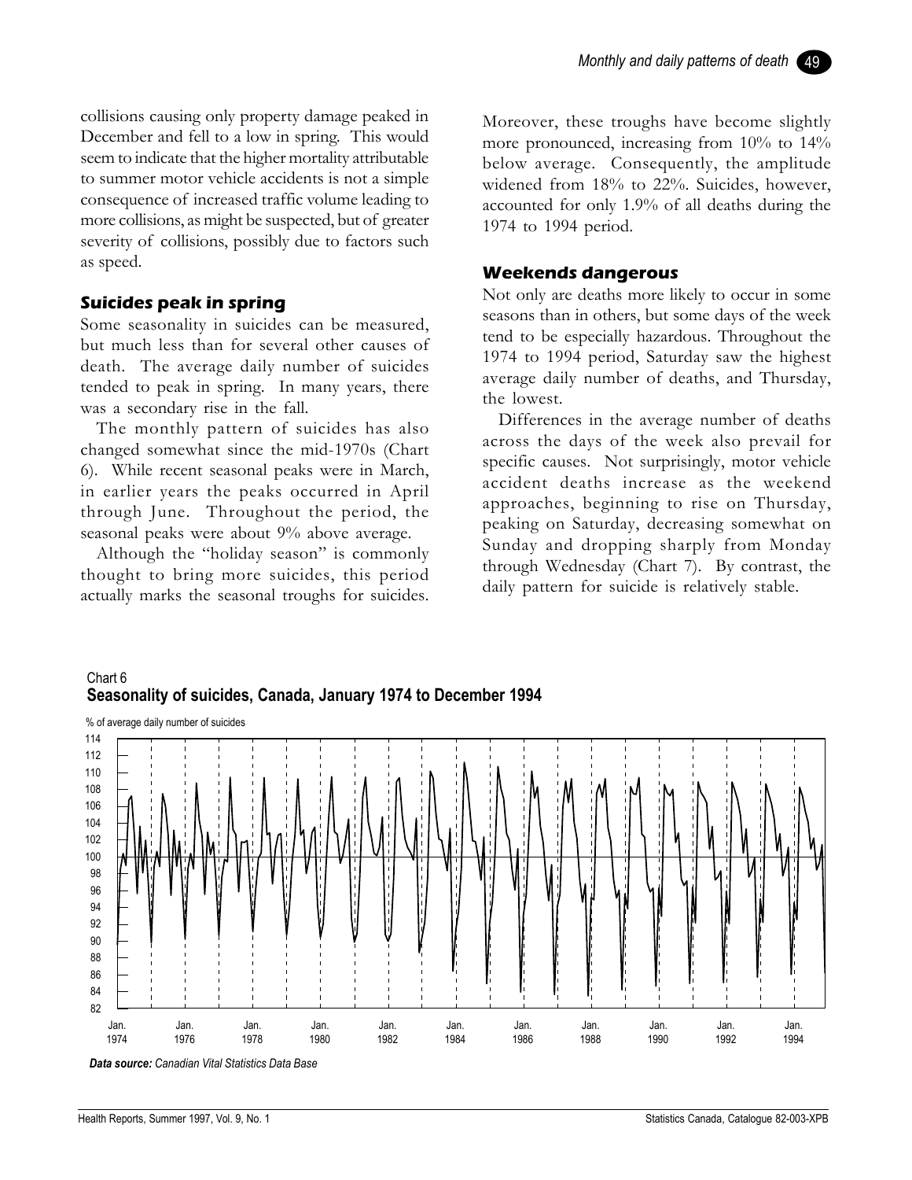collisions causing only property damage peaked in December and fell to a low in spring. This would seem to indicate that the higher mortality attributable to summer motor vehicle accidents is not a simple consequence of increased traffic volume leading to more collisions, as might be suspected, but of greater severity of collisions, possibly due to factors such as speed.

### Suicides peak in spring

Some seasonality in suicides can be measured, but much less than for several other causes of death. The average daily number of suicides tended to peak in spring. In many years, there was a secondary rise in the fall.

The monthly pattern of suicides has also changed somewhat since the mid-1970s (Chart 6). While recent seasonal peaks were in March, in earlier years the peaks occurred in April through June. Throughout the period, the seasonal peaks were about 9% above average.

Although the "holiday season" is commonly thought to bring more suicides, this period actually marks the seasonal troughs for suicides. Moreover, these troughs have become slightly more pronounced, increasing from 10% to 14% below average. Consequently, the amplitude widened from 18% to 22%. Suicides, however, accounted for only 1.9% of all deaths during the 1974 to 1994 period.

### Weekends dangerous

Not only are deaths more likely to occur in some seasons than in others, but some days of the week tend to be especially hazardous. Throughout the 1974 to 1994 period, Saturday saw the highest average daily number of deaths, and Thursday, the lowest.

Differences in the average number of deaths across the days of the week also prevail for specific causes. Not surprisingly, motor vehicle accident deaths increase as the weekend approaches, beginning to rise on Thursday, peaking on Saturday, decreasing somewhat on Sunday and dropping sharply from Monday through Wednesday (Chart 7). By contrast, the daily pattern for suicide is relatively stable.

Chart 6
**Seasonality of suicides, Canada, January 1974 to December 1994**

***Data source:*** *Canadian Vital Statistics Data Base*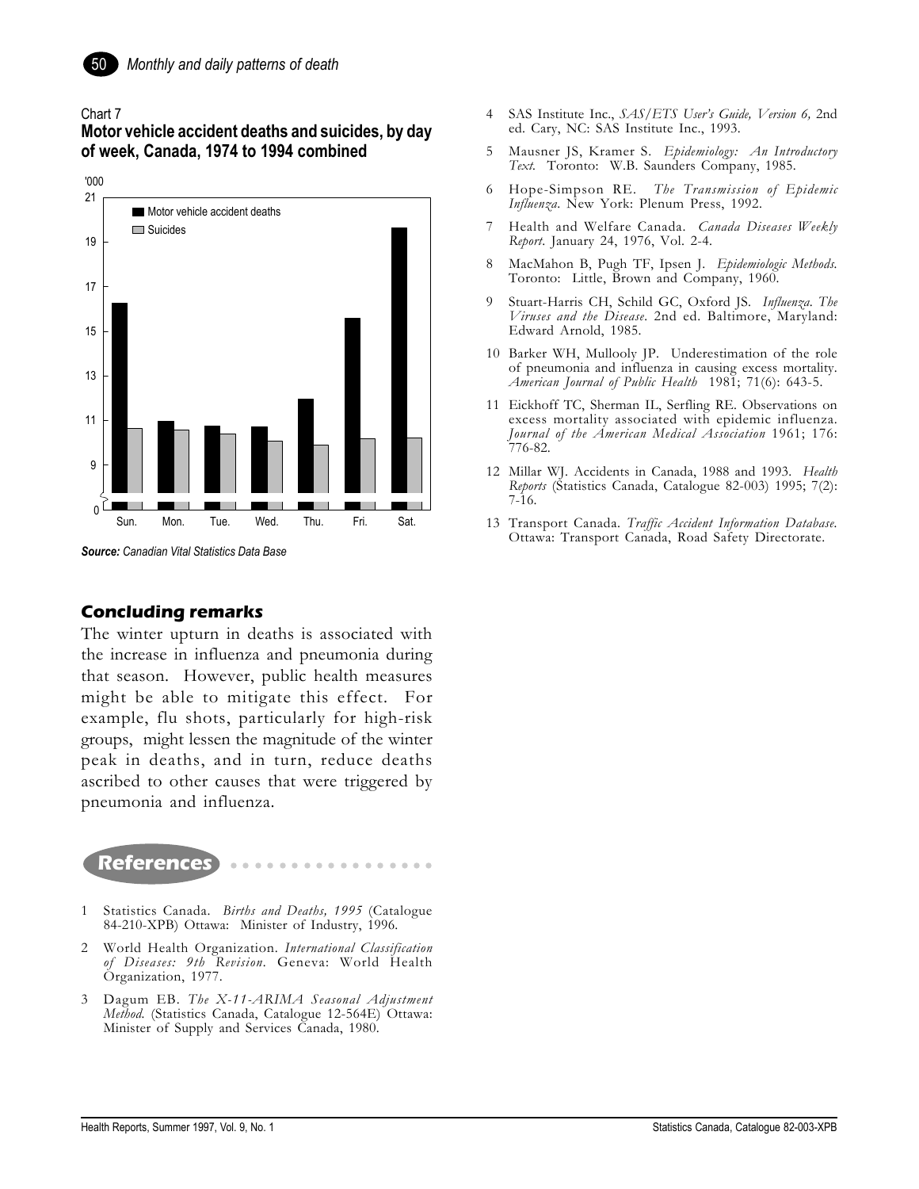Chart 7
**Motor vehicle accident deaths and suicides, by day of week, Canada, 1974 to 1994 combined**

'000

21
19
17
15
13
11
9
0

Motor vehicle accident deaths
Suicides

Sun. Mon. Tue. Wed. Thu. Fri. Sat.

***Source:*** *Canadian Vital Statistics Data Base*

## Concluding remarks

The winter upturn in deaths is associated with the increase in influenza and pneumonia during that season. However, public health measures might be able to mitigate this effect. For example, flu shots, particularly for high-risk groups, might lessen the magnitude of the winter peak in deaths, and in turn, reduce deaths ascribed to other causes that were triggered by pneumonia and influenza.

## References

1. Statistics Canada. *Births and Deaths, 1995* (Catalogue 84-210-XPB) Ottawa: Minister of Industry, 1996.
2. World Health Organization. *International Classification of Diseases: 9th Revision*. Geneva: World Health Organization, 1977.
3. Dagum EB. *The X-11-ARIMA Seasonal Adjustment Method*. (Statistics Canada, Catalogue 12-564E) Ottawa: Minister of Supply and Services Canada, 1980.
4. SAS Institute Inc., *SAS/ETS User's Guide, Version 6*, 2nd ed. Cary, NC: SAS Institute Inc., 1993.
5. Mausner JS, Kramer S. *Epidemiology: An Introductory Text*. Toronto: W.B. Saunders Company, 1985.
6. Hope-Simpson RE. *The Transmission of Epidemic Influenza*. New York: Plenum Press, 1992.
7. Health and Welfare Canada. *Canada Diseases Weekly Report*. January 24, 1976, Vol. 2-4.
8. MacMahon B, Pugh TF, Ipsen J. *Epidemiologic Methods*. Toronto: Little, Brown and Company, 1960.
9. Stuart-Harris CH, Schild GC, Oxford JS. *Influenza. The Viruses and the Disease*. 2nd ed. Baltimore, Maryland: Edward Arnold, 1985.
10. Barker WH, Mullooly JP. Underestimation of the role of pneumonia and influenza in causing excess mortality. *American Journal of Public Health* 1981; 71(6): 643-5.
11. Eickhoff TC, Sherman IL, Serfling RE. Observations on excess mortality associated with epidemic influenza. *Journal of the American Medical Association* 1961; 176: 776-82.
12. Millar WJ. Accidents in Canada, 1988 and 1993. *Health Reports* (Statistics Canada, Catalogue 82-003) 1995; 7(2): 7-16.
13. Transport Canada. *Traffic Accident Information Database*. Ottawa: Transport Canada, Road Safety Directorate.